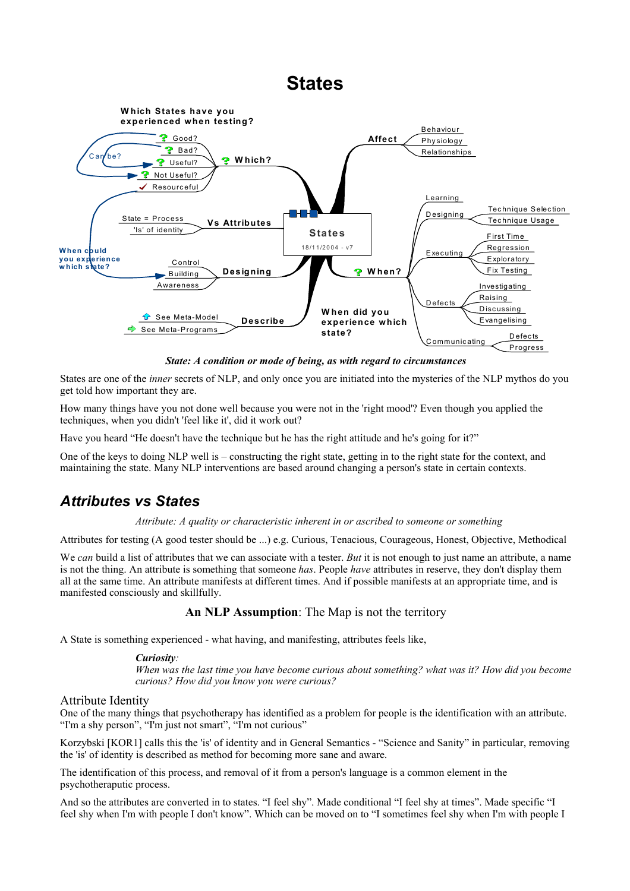# States

- **States** (18/11/2004 - v7)
  - **Which?** — Which States have you experienced when testing?
    - Good?
    - Bad?
    - Useful?
    - Not Useful?
    - Resourceful
    - Can be?
  - **Vs Attributes**
    - State = Process
    - 'Is' of identity
  - **Designing**
    - Control
    - Building
    - Awareness
    - When could you experience which state?
  - **Describe**
    - See Meta-Model
    - See Meta-Programs
  - **Affect**
    - Behaviour
    - Physiology
    - Relationships
  - **When?** — When did you experience which state?
    - Learning
    - Designing
      - Technique Selection
      - Technique Usage
    - Executing
      - First Time
      - Regression
      - Exploratory
      - Fix Testing
    - Defects
      - Investigating
      - Raising
      - Discussing
      - Evangelising
    - Communicating
      - Defects
      - Progress

***State: A condition or mode of being, as with regard to circumstances***

States are one of the *inner* secrets of NLP, and only once you are initiated into the mysteries of the NLP mythos do you get told how important they are.

How many things have you not done well because you were not in the 'right mood'? Even though you applied the techniques, when you didn't 'feel like it', did it work out?

Have you heard "He doesn't have the technique but he has the right attitude and he's going for it?"

One of the keys to doing NLP well is – constructing the right state, getting in to the right state for the context, and maintaining the state. Many NLP interventions are based around changing a person's state in certain contexts.

## *Attributes vs States*

*Attribute: A quality or characteristic inherent in or ascribed to someone or something*

Attributes for testing (A good tester should be ...) e.g. Curious, Tenacious, Courageous, Honest, Objective, Methodical

We *can* build a list of attributes that we can associate with a tester. *But* it is not enough to just name an attribute, a name is not the thing. An attribute is something that someone *has*. People *have* attributes in reserve, they don't display them all at the same time. An attribute manifests at different times. And if possible manifests at an appropriate time, and is manifested consciously and skillfully.

**An NLP Assumption**: The Map is not the territory

A State is something experienced - what having, and manifesting, attributes feels like,

> ***Curiosity:***
> *When was the last time you have become curious about something? what was it? How did you become curious? How did you know you were curious?*

### Attribute Identity

One of the many things that psychotherapy has identified as a problem for people is the identification with an attribute. "I'm a shy person", "I'm just not smart", "I'm not curious"

Korzybski [KOR1] calls this the 'is' of identity and in General Semantics - "Science and Sanity" in particular, removing the 'is' of identity is described as method for becoming more sane and aware.

The identification of this process, and removal of it from a person's language is a common element in the psychotheraputic process.

And so the attributes are converted in to states. "I feel shy". Made conditional "I feel shy at times". Made specific "I feel shy when I'm with people I don't know". Which can be moved on to "I sometimes feel shy when I'm with people I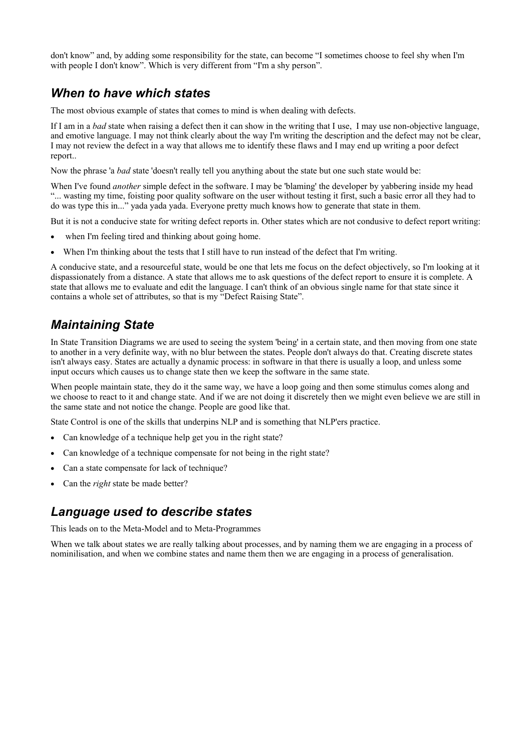don't know" and, by adding some responsibility for the state, can become "I sometimes choose to feel shy when I'm with people I don't know". Which is very different from "I'm a shy person".

## *When to have which states*

The most obvious example of states that comes to mind is when dealing with defects.

If I am in a *bad* state when raising a defect then it can show in the writing that I use, I may use non-objective language, and emotive language. I may not think clearly about the way I'm writing the description and the defect may not be clear, I may not review the defect in a way that allows me to identify these flaws and I may end up writing a poor defect report..

Now the phrase 'a *bad* state 'doesn't really tell you anything about the state but one such state would be:

When I've found *another* simple defect in the software. I may be 'blaming' the developer by yabbering inside my head "... wasting my time, foisting poor quality software on the user without testing it first, such a basic error all they had to do was type this in..." yada yada yada. Everyone pretty much knows how to generate that state in them.

But it is not a conducive state for writing defect reports in. Other states which are not condusive to defect report writing:

- when I'm feeling tired and thinking about going home.
- When I'm thinking about the tests that I still have to run instead of the defect that I'm writing.

A conducive state, and a resourceful state, would be one that lets me focus on the defect objectively, so I'm looking at it dispassionately from a distance. A state that allows me to ask questions of the defect report to ensure it is complete. A state that allows me to evaluate and edit the language. I can't think of an obvious single name for that state since it contains a whole set of attributes, so that is my "Defect Raising State".

## *Maintaining State*

In State Transition Diagrams we are used to seeing the system 'being' in a certain state, and then moving from one state to another in a very definite way, with no blur between the states. People don't always do that. Creating discrete states isn't always easy. States are actually a dynamic process: in software in that there is usually a loop, and unless some input occurs which causes us to change state then we keep the software in the same state.

When people maintain state, they do it the same way, we have a loop going and then some stimulus comes along and we choose to react to it and change state. And if we are not doing it discretely then we might even believe we are still in the same state and not notice the change. People are good like that.

State Control is one of the skills that underpins NLP and is something that NLP'ers practice.

- Can knowledge of a technique help get you in the right state?
- Can knowledge of a technique compensate for not being in the right state?
- Can a state compensate for lack of technique?
- Can the *right* state be made better?

## *Language used to describe states*

This leads on to the Meta-Model and to Meta-Programmes

When we talk about states we are really talking about processes, and by naming them we are engaging in a process of nominilisation, and when we combine states and name them then we are engaging in a process of generalisation.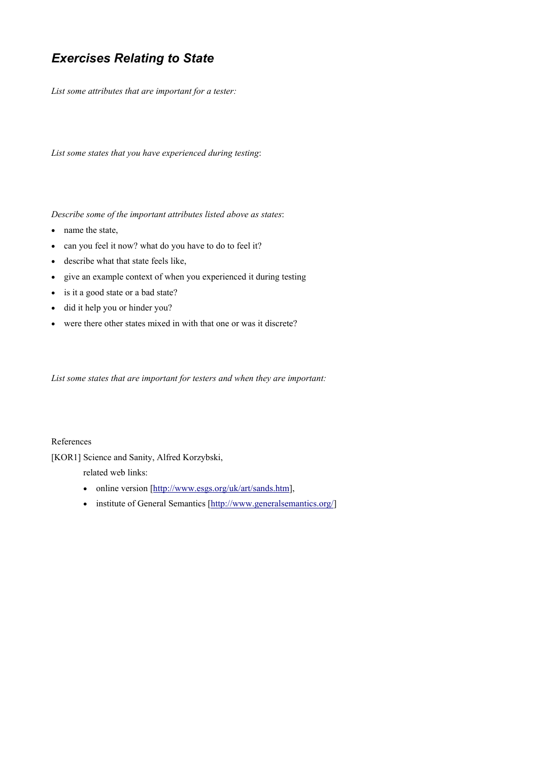## *Exercises Relating to State*

*List some attributes that are important for a tester:*

*List some states that you have experienced during testing*:

*Describe some of the important attributes listed above as states*:

- name the state,
- can you feel it now? what do you have to do to feel it?
- describe what that state feels like,
- give an example context of when you experienced it during testing
- is it a good state or a bad state?
- did it help you or hinder you?
- were there other states mixed in with that one or was it discrete?

*List some states that are important for testers and when they are important:*

References

[KOR1] Science and Sanity, Alfred Korzybski,

related web links:

- online version [http://www.esgs.org/uk/art/sands.htm],
- institute of General Semantics [http://www.generalsemantics.org/]